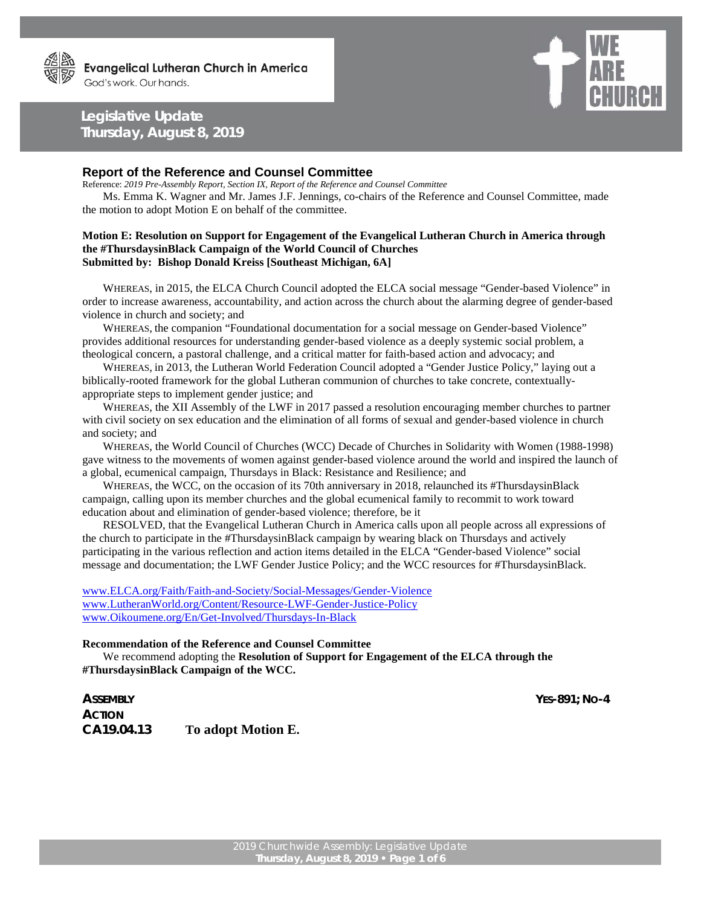Evangelical Lutheran Church in America
God's work. Our hands.

WE ARE CHURCH

**Legislative Update**
**Thursday, August 8, 2019**

## Report of the Reference and Counsel Committee

Reference: *2019 Pre-Assembly Report, Section IX, Report of the Reference and Counsel Committee*

Ms. Emma K. Wagner and Mr. James J.F. Jennings, co-chairs of the Reference and Counsel Committee, made the motion to adopt Motion E on behalf of the committee.

**Motion E: Resolution on Support for Engagement of the Evangelical Lutheran Church in America through the #ThursdaysinBlack Campaign of the World Council of Churches**
**Submitted by: Bishop Donald Kreiss [Southeast Michigan, 6A]**

WHEREAS, in 2015, the ELCA Church Council adopted the ELCA social message "Gender-based Violence" in order to increase awareness, accountability, and action across the church about the alarming degree of gender-based violence in church and society; and

WHEREAS, the companion "Foundational documentation for a social message on Gender-based Violence" provides additional resources for understanding gender-based violence as a deeply systemic social problem, a theological concern, a pastoral challenge, and a critical matter for faith-based action and advocacy; and

WHEREAS, in 2013, the Lutheran World Federation Council adopted a "Gender Justice Policy," laying out a biblically-rooted framework for the global Lutheran communion of churches to take concrete, contextually-appropriate steps to implement gender justice; and

WHEREAS, the XII Assembly of the LWF in 2017 passed a resolution encouraging member churches to partner with civil society on sex education and the elimination of all forms of sexual and gender-based violence in church and society; and

WHEREAS, the World Council of Churches (WCC) Decade of Churches in Solidarity with Women (1988-1998) gave witness to the movements of women against gender-based violence around the world and inspired the launch of a global, ecumenical campaign, Thursdays in Black: Resistance and Resilience; and

WHEREAS, the WCC, on the occasion of its 70th anniversary in 2018, relaunched its #ThursdaysinBlack campaign, calling upon its member churches and the global ecumenical family to recommit to work toward education about and elimination of gender-based violence; therefore, be it

RESOLVED, that the Evangelical Lutheran Church in America calls upon all people across all expressions of the church to participate in the #ThursdaysinBlack campaign by wearing black on Thursdays and actively participating in the various reflection and action items detailed in the ELCA "Gender-based Violence" social message and documentation; the LWF Gender Justice Policy; and the WCC resources for #ThursdaysinBlack.

www.ELCA.org/Faith/Faith-and-Society/Social-Messages/Gender-Violence
www.LutheranWorld.org/Content/Resource-LWF-Gender-Justice-Policy
www.Oikoumene.org/En/Get-Involved/Thursdays-In-Black

**Recommendation of the Reference and Counsel Committee**

We recommend adopting the **Resolution of Support for Engagement of the ELCA through the #ThursdaysinBlack Campaign of the WCC.**

**ASSEMBLY ACTION** — **YES-891; NO-4**

**CA19.04.13** **To adopt Motion E.**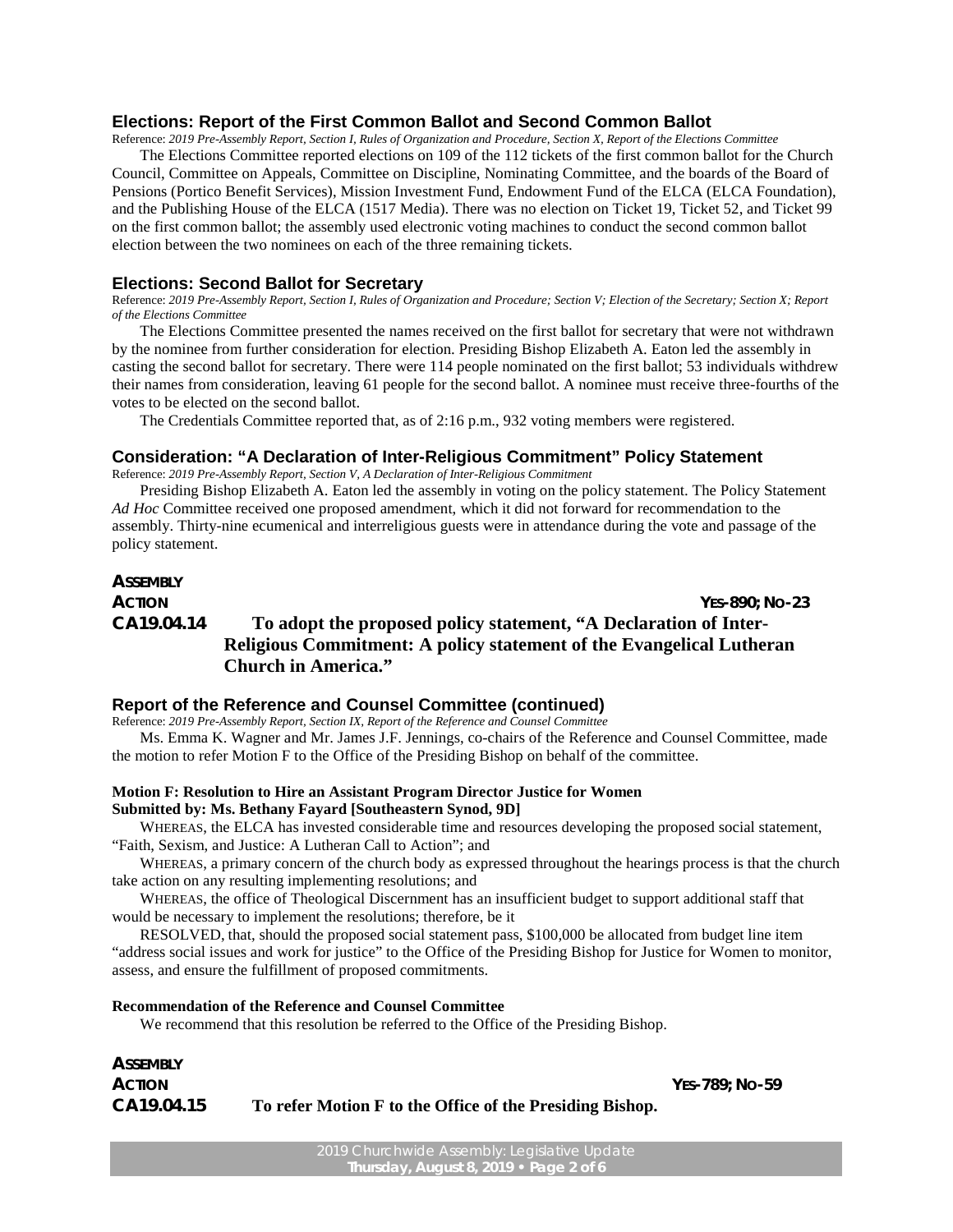## Elections: Report of the First Common Ballot and Second Common Ballot

Reference: *2019 Pre-Assembly Report, Section I, Rules of Organization and Procedure, Section X, Report of the Elections Committee*

The Elections Committee reported elections on 109 of the 112 tickets of the first common ballot for the Church Council, Committee on Appeals, Committee on Discipline, Nominating Committee, and the boards of the Board of Pensions (Portico Benefit Services), Mission Investment Fund, Endowment Fund of the ELCA (ELCA Foundation), and the Publishing House of the ELCA (1517 Media). There was no election on Ticket 19, Ticket 52, and Ticket 99 on the first common ballot; the assembly used electronic voting machines to conduct the second common ballot election between the two nominees on each of the three remaining tickets.

## Elections: Second Ballot for Secretary

Reference: *2019 Pre-Assembly Report, Section I, Rules of Organization and Procedure; Section V; Election of the Secretary; Section X; Report of the Elections Committee*

The Elections Committee presented the names received on the first ballot for secretary that were not withdrawn by the nominee from further consideration for election. Presiding Bishop Elizabeth A. Eaton led the assembly in casting the second ballot for secretary. There were 114 people nominated on the first ballot; 53 individuals withdrew their names from consideration, leaving 61 people for the second ballot. A nominee must receive three-fourths of the votes to be elected on the second ballot.

The Credentials Committee reported that, as of 2:16 p.m., 932 voting members were registered.

## Consideration: "A Declaration of Inter-Religious Commitment" Policy Statement

Reference: *2019 Pre-Assembly Report, Section V, A Declaration of Inter-Religious Commitment*

Presiding Bishop Elizabeth A. Eaton led the assembly in voting on the policy statement. The Policy Statement *Ad Hoc* Committee received one proposed amendment, which it did not forward for recommendation to the assembly. Thirty-nine ecumenical and interreligious guests were in attendance during the vote and passage of the policy statement.

**ASSEMBLY ACTION** — **YES-890; NO-23**

**CA19.04.14** **To adopt the proposed policy statement, "A Declaration of Inter-Religious Commitment: A policy statement of the Evangelical Lutheran Church in America."**

## Report of the Reference and Counsel Committee (continued)

Reference: *2019 Pre-Assembly Report, Section IX, Report of the Reference and Counsel Committee*

Ms. Emma K. Wagner and Mr. James J.F. Jennings, co-chairs of the Reference and Counsel Committee, made the motion to refer Motion F to the Office of the Presiding Bishop on behalf of the committee.

**Motion F: Resolution to Hire an Assistant Program Director Justice for Women**
**Submitted by: Ms. Bethany Fayard [Southeastern Synod, 9D]**

WHEREAS, the ELCA has invested considerable time and resources developing the proposed social statement, "Faith, Sexism, and Justice: A Lutheran Call to Action"; and

WHEREAS, a primary concern of the church body as expressed throughout the hearings process is that the church take action on any resulting implementing resolutions; and

WHEREAS, the office of Theological Discernment has an insufficient budget to support additional staff that would be necessary to implement the resolutions; therefore, be it

RESOLVED, that, should the proposed social statement pass, $100,000 be allocated from budget line item "address social issues and work for justice" to the Office of the Presiding Bishop for Justice for Women to monitor, assess, and ensure the fulfillment of proposed commitments.

**Recommendation of the Reference and Counsel Committee**

We recommend that this resolution be referred to the Office of the Presiding Bishop.

**ASSEMBLY ACTION** — **YES-789; NO-59**

**CA19.04.15** **To refer Motion F to the Office of the Presiding Bishop.**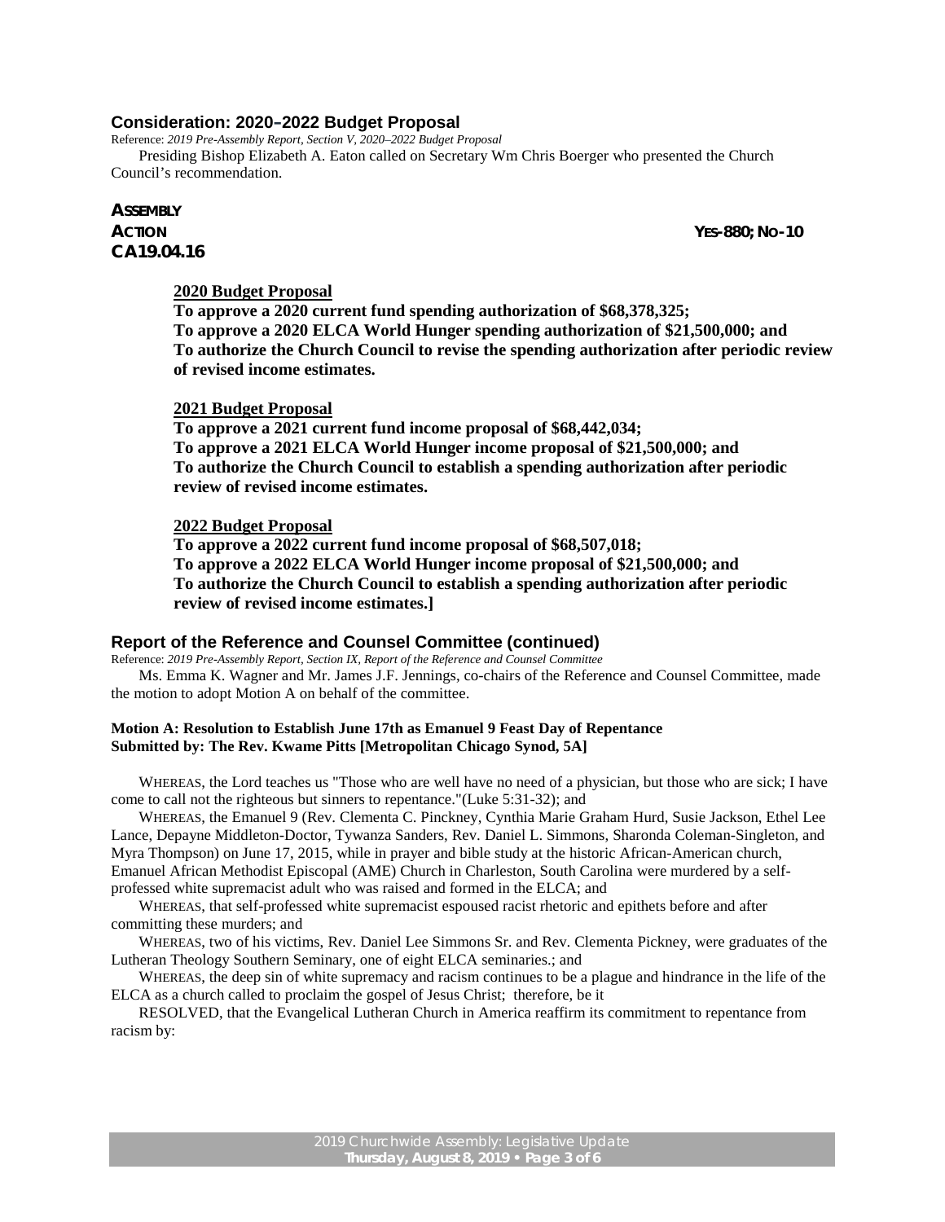## Consideration: 2020–2022 Budget Proposal

Reference: *2019 Pre-Assembly Report, Section V, 2020–2022 Budget Proposal*

Presiding Bishop Elizabeth A. Eaton called on Secretary Wm Chris Boerger who presented the Church Council's recommendation.

**ASSEMBLY ACTION** **YES-880; NO-10**
**CA19.04.16**

> **2020 Budget Proposal**
> **To approve a 2020 current fund spending authorization of $68,378,325;**
> **To approve a 2020 ELCA World Hunger spending authorization of $21,500,000; and**
> **To authorize the Church Council to revise the spending authorization after periodic review of revised income estimates.**
>
> **2021 Budget Proposal**
> **To approve a 2021 current fund income proposal of $68,442,034;**
> **To approve a 2021 ELCA World Hunger income proposal of $21,500,000; and**
> **To authorize the Church Council to establish a spending authorization after periodic review of revised income estimates.**
>
> **2022 Budget Proposal**
> **To approve a 2022 current fund income proposal of $68,507,018;**
> **To approve a 2022 ELCA World Hunger income proposal of $21,500,000; and**
> **To authorize the Church Council to establish a spending authorization after periodic review of revised income estimates.]**

## Report of the Reference and Counsel Committee (continued)

Reference: *2019 Pre-Assembly Report, Section IX, Report of the Reference and Counsel Committee*

Ms. Emma K. Wagner and Mr. James J.F. Jennings, co-chairs of the Reference and Counsel Committee, made the motion to adopt Motion A on behalf of the committee.

**Motion A: Resolution to Establish June 17th as Emanuel 9 Feast Day of Repentance**
**Submitted by: The Rev. Kwame Pitts [Metropolitan Chicago Synod, 5A]**

WHEREAS, the Lord teaches us "Those who are well have no need of a physician, but those who are sick; I have come to call not the righteous but sinners to repentance."(Luke 5:31-32); and

WHEREAS, the Emanuel 9 (Rev. Clementa C. Pinckney, Cynthia Marie Graham Hurd, Susie Jackson, Ethel Lee Lance, Depayne Middleton-Doctor, Tywanza Sanders, Rev. Daniel L. Simmons, Sharonda Coleman-Singleton, and Myra Thompson) on June 17, 2015, while in prayer and bible study at the historic African-American church, Emanuel African Methodist Episcopal (AME) Church in Charleston, South Carolina were murdered by a self-professed white supremacist adult who was raised and formed in the ELCA; and

WHEREAS, that self-professed white supremacist espoused racist rhetoric and epithets before and after committing these murders; and

WHEREAS, two of his victims, Rev. Daniel Lee Simmons Sr. and Rev. Clementa Pickney, were graduates of the Lutheran Theology Southern Seminary, one of eight ELCA seminaries.; and

WHEREAS, the deep sin of white supremacy and racism continues to be a plague and hindrance in the life of the ELCA as a church called to proclaim the gospel of Jesus Christ; therefore, be it

RESOLVED, that the Evangelical Lutheran Church in America reaffirm its commitment to repentance from racism by: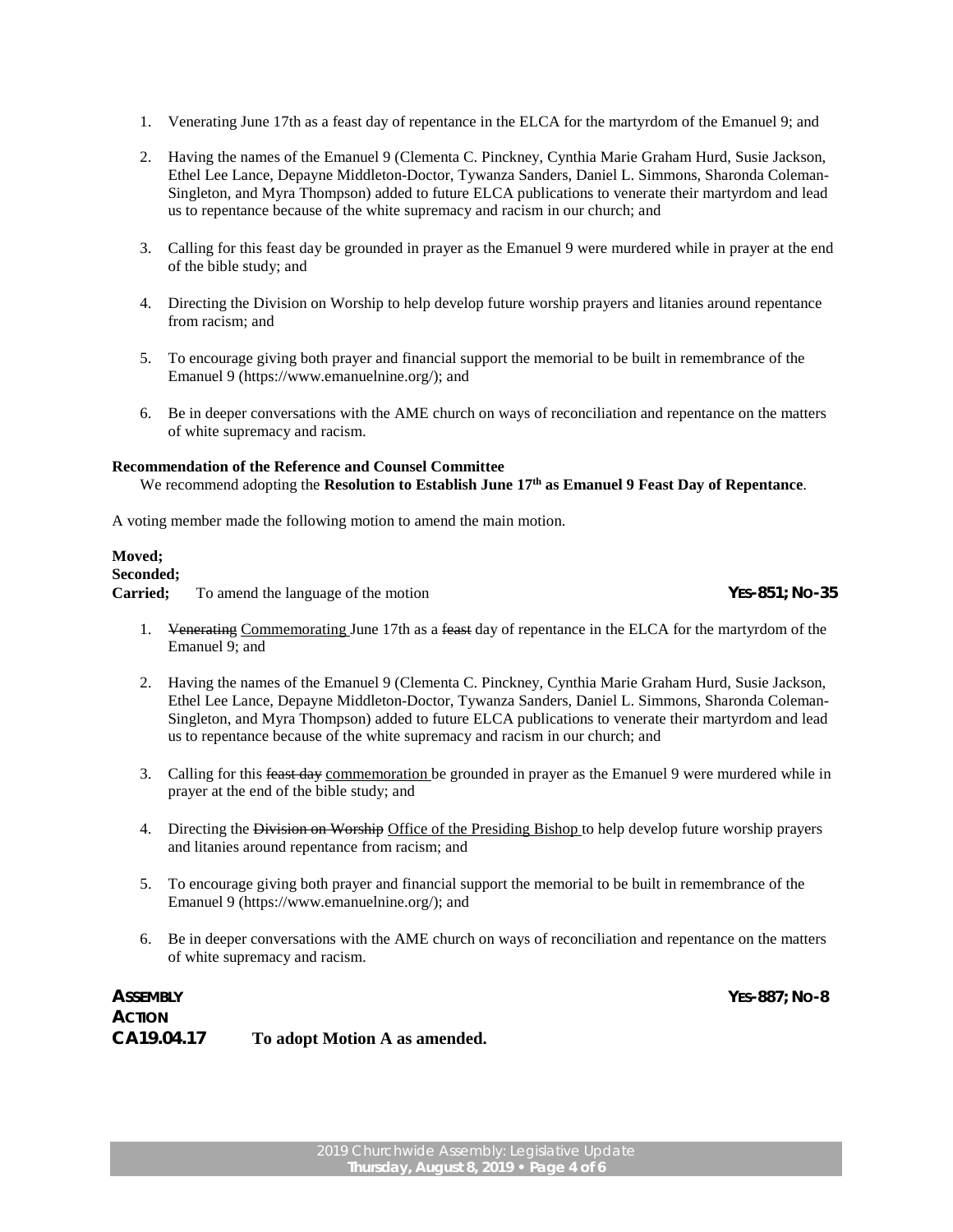1. Venerating June 17th as a feast day of repentance in the ELCA for the martyrdom of the Emanuel 9; and
2. Having the names of the Emanuel 9 (Clementa C. Pinckney, Cynthia Marie Graham Hurd, Susie Jackson, Ethel Lee Lance, Depayne Middleton-Doctor, Tywanza Sanders, Daniel L. Simmons, Sharonda Coleman-Singleton, and Myra Thompson) added to future ELCA publications to venerate their martyrdom and lead us to repentance because of the white supremacy and racism in our church; and
3. Calling for this feast day be grounded in prayer as the Emanuel 9 were murdered while in prayer at the end of the bible study; and
4. Directing the Division on Worship to help develop future worship prayers and litanies around repentance from racism; and
5. To encourage giving both prayer and financial support the memorial to be built in remembrance of the Emanuel 9 (https://www.emanuelnine.org/); and
6. Be in deeper conversations with the AME church on ways of reconciliation and repentance on the matters of white supremacy and racism.

**Recommendation of the Reference and Counsel Committee**

We recommend adopting the **Resolution to Establish June 17th as Emanuel 9 Feast Day of Repentance**.

A voting member made the following motion to amend the main motion.

**Moved;**
**Seconded;**
**Carried;** To amend the language of the motion **YES-851; NO-35**

1. ~~Venerating~~ Commemorating June 17th as a ~~feast~~ day of repentance in the ELCA for the martyrdom of the Emanuel 9; and
2. Having the names of the Emanuel 9 (Clementa C. Pinckney, Cynthia Marie Graham Hurd, Susie Jackson, Ethel Lee Lance, Depayne Middleton-Doctor, Tywanza Sanders, Daniel L. Simmons, Sharonda Coleman-Singleton, and Myra Thompson) added to future ELCA publications to venerate their martyrdom and lead us to repentance because of the white supremacy and racism in our church; and
3. Calling for this ~~feast day~~ commemoration be grounded in prayer as the Emanuel 9 were murdered while in prayer at the end of the bible study; and
4. Directing the ~~Division on Worship~~ Office of the Presiding Bishop to help develop future worship prayers and litanies around repentance from racism; and
5. To encourage giving both prayer and financial support the memorial to be built in remembrance of the Emanuel 9 (https://www.emanuelnine.org/); and
6. Be in deeper conversations with the AME church on ways of reconciliation and repentance on the matters of white supremacy and racism.

**ASSEMBLY ACTION** **YES-887; NO-8**
**CA19.04.17** **To adopt Motion A as amended.**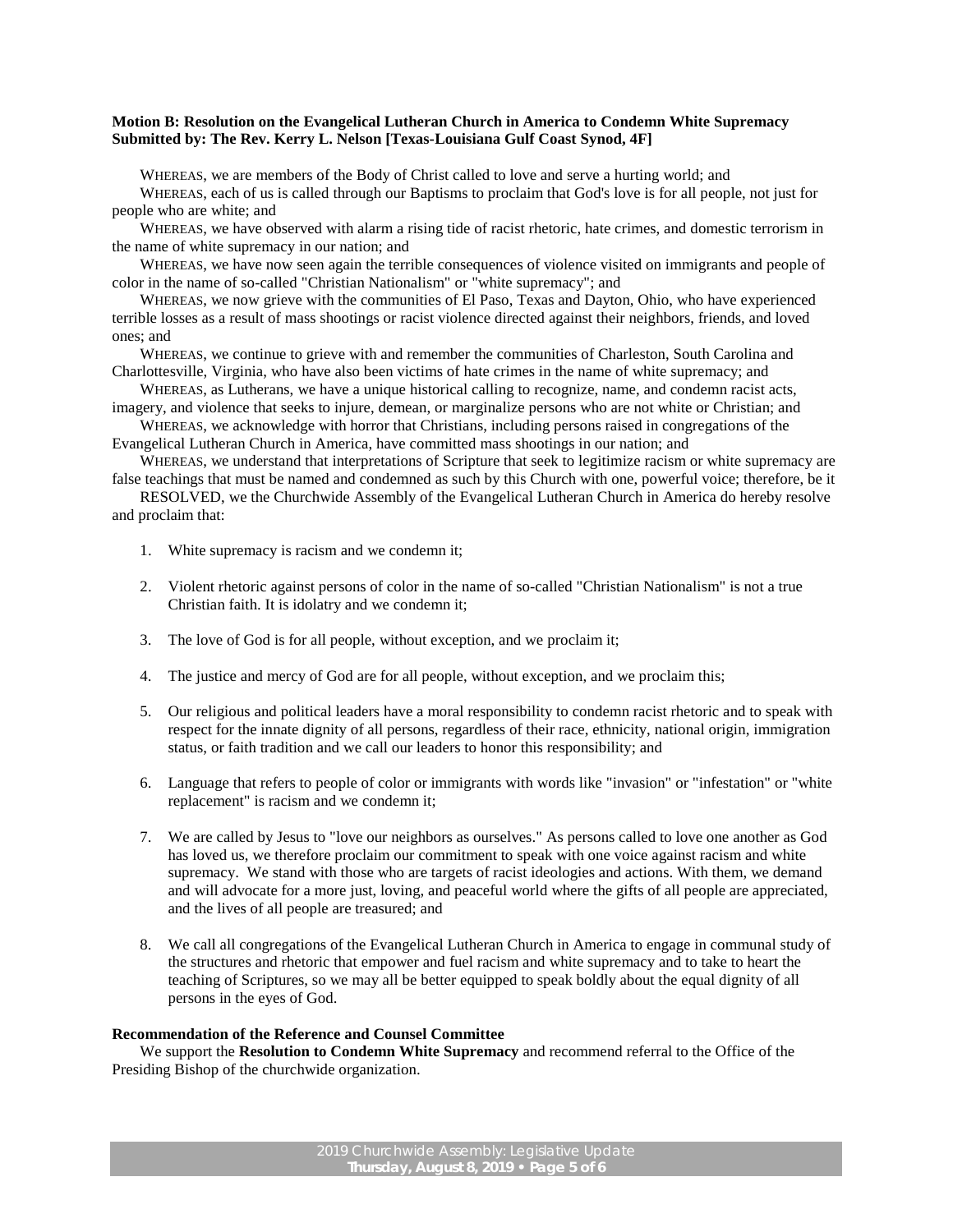**Motion B: Resolution on the Evangelical Lutheran Church in America to Condemn White Supremacy**
**Submitted by: The Rev. Kerry L. Nelson [Texas-Louisiana Gulf Coast Synod, 4F]**

WHEREAS, we are members of the Body of Christ called to love and serve a hurting world; and

WHEREAS, each of us is called through our Baptisms to proclaim that God's love is for all people, not just for people who are white; and

WHEREAS, we have observed with alarm a rising tide of racist rhetoric, hate crimes, and domestic terrorism in the name of white supremacy in our nation; and

WHEREAS, we have now seen again the terrible consequences of violence visited on immigrants and people of color in the name of so-called "Christian Nationalism" or "white supremacy"; and

WHEREAS, we now grieve with the communities of El Paso, Texas and Dayton, Ohio, who have experienced terrible losses as a result of mass shootings or racist violence directed against their neighbors, friends, and loved ones; and

WHEREAS, we continue to grieve with and remember the communities of Charleston, South Carolina and Charlottesville, Virginia, who have also been victims of hate crimes in the name of white supremacy; and

WHEREAS, as Lutherans, we have a unique historical calling to recognize, name, and condemn racist acts, imagery, and violence that seeks to injure, demean, or marginalize persons who are not white or Christian; and

WHEREAS, we acknowledge with horror that Christians, including persons raised in congregations of the Evangelical Lutheran Church in America, have committed mass shootings in our nation; and

WHEREAS, we understand that interpretations of Scripture that seek to legitimize racism or white supremacy are false teachings that must be named and condemned as such by this Church with one, powerful voice; therefore, be it

RESOLVED, we the Churchwide Assembly of the Evangelical Lutheran Church in America do hereby resolve and proclaim that:

1. White supremacy is racism and we condemn it;

2. Violent rhetoric against persons of color in the name of so-called "Christian Nationalism" is not a true Christian faith. It is idolatry and we condemn it;

3. The love of God is for all people, without exception, and we proclaim it;

4. The justice and mercy of God are for all people, without exception, and we proclaim this;

5. Our religious and political leaders have a moral responsibility to condemn racist rhetoric and to speak with respect for the innate dignity of all persons, regardless of their race, ethnicity, national origin, immigration status, or faith tradition and we call our leaders to honor this responsibility; and

6. Language that refers to people of color or immigrants with words like "invasion" or "infestation" or "white replacement" is racism and we condemn it;

7. We are called by Jesus to "love our neighbors as ourselves." As persons called to love one another as God has loved us, we therefore proclaim our commitment to speak with one voice against racism and white supremacy. We stand with those who are targets of racist ideologies and actions. With them, we demand and will advocate for a more just, loving, and peaceful world where the gifts of all people are appreciated, and the lives of all people are treasured; and

8. We call all congregations of the Evangelical Lutheran Church in America to engage in communal study of the structures and rhetoric that empower and fuel racism and white supremacy and to take to heart the teaching of Scriptures, so we may all be better equipped to speak boldly about the equal dignity of all persons in the eyes of God.

**Recommendation of the Reference and Counsel Committee**

We support the **Resolution to Condemn White Supremacy** and recommend referral to the Office of the Presiding Bishop of the churchwide organization.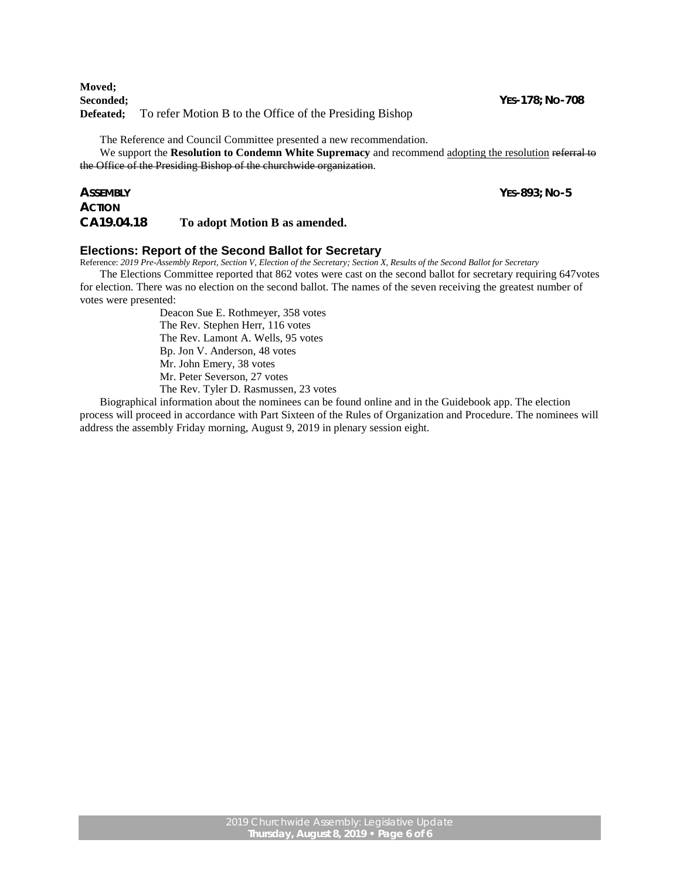**Moved;**
**Seconded;** **YES-178; NO-708**
**Defeated;** To refer Motion B to the Office of the Presiding Bishop

The Reference and Council Committee presented a new recommendation.

We support the **Resolution to Condemn White Supremacy** and recommend <u>adopting the resolution</u> ~~referral to the Office of the Presiding Bishop of the churchwide organization~~.

**ASSEMBLY ACTION** **YES-893; NO-5**
**CA19.04.18** **To adopt Motion B as amended.**

## Elections: Report of the Second Ballot for Secretary

Reference: *2019 Pre-Assembly Report, Section V, Election of the Secretary; Section X, Results of the Second Ballot for Secretary*

The Elections Committee reported that 862 votes were cast on the second ballot for secretary requiring 647votes for election. There was no election on the second ballot. The names of the seven receiving the greatest number of votes were presented:

Deacon Sue E. Rothmeyer, 358 votes
The Rev. Stephen Herr, 116 votes
The Rev. Lamont A. Wells, 95 votes
Bp. Jon V. Anderson, 48 votes
Mr. John Emery, 38 votes
Mr. Peter Severson, 27 votes
The Rev. Tyler D. Rasmussen, 23 votes

Biographical information about the nominees can be found online and in the Guidebook app. The election process will proceed in accordance with Part Sixteen of the Rules of Organization and Procedure. The nominees will address the assembly Friday morning, August 9, 2019 in plenary session eight.